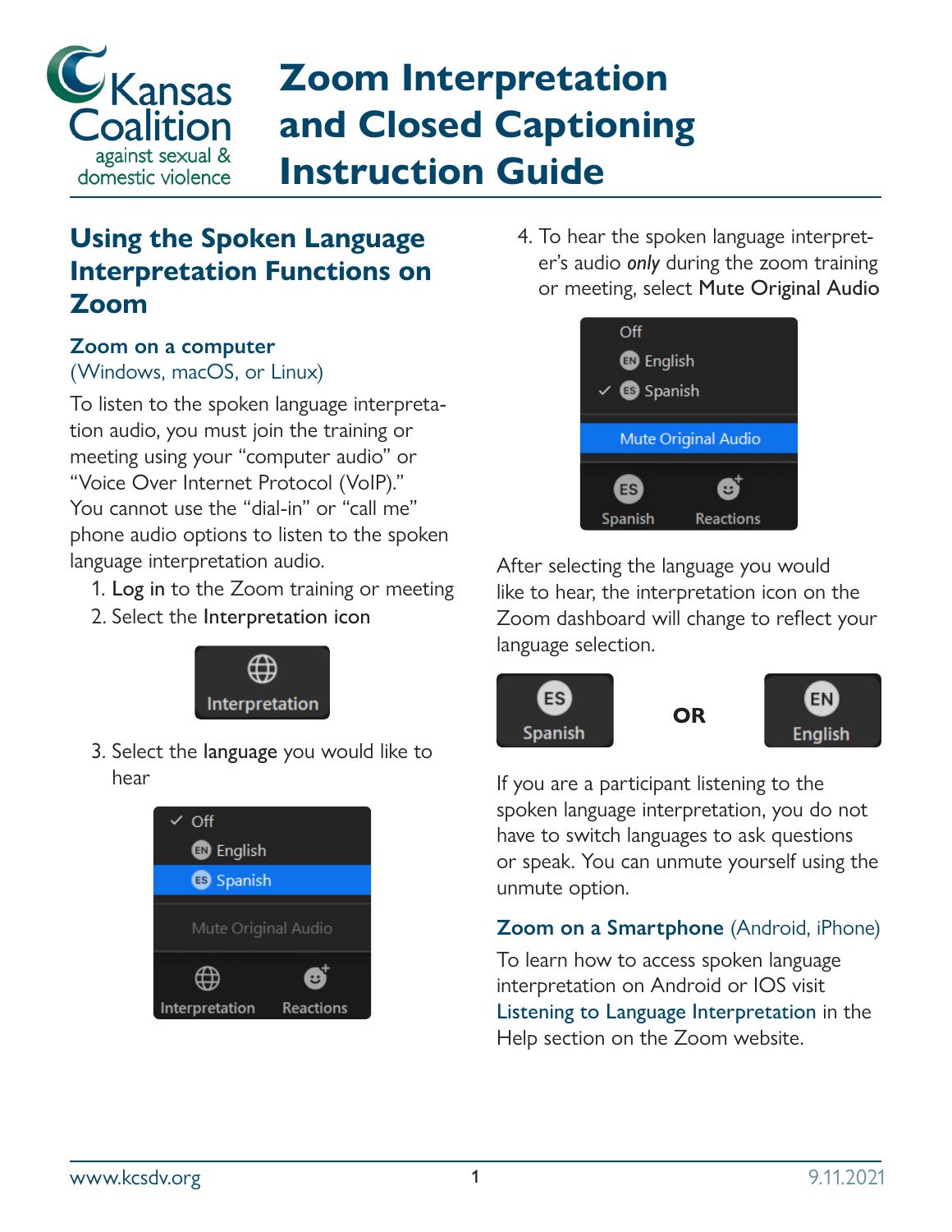# Zoom Interpretation and Closed Captioning Instruction Guide

## Using the Spoken Language Interpretation Functions on Zoom

### Zoom on a computer
(Windows, macOS, or Linux)

To listen to the spoken language interpretation audio, you must join the training or meeting using your "computer audio" or "Voice Over Internet Protocol (VoIP)." You cannot use the "dial-in" or "call me" phone audio options to listen to the spoken language interpretation audio.

1. Log in to the Zoom training or meeting
2. Select the Interpretation icon
3. Select the language you would like to hear
4. To hear the spoken language interpreter's audio *only* during the zoom training or meeting, select Mute Original Audio

After selecting the language you would like to hear, the interpretation icon on the Zoom dashboard will change to reflect your language selection.

If you are a participant listening to the spoken language interpretation, you do not have to switch languages to ask questions or speak. You can unmute yourself using the unmute option.

### Zoom on a Smartphone (Android, iPhone)

To learn how to access spoken language interpretation on Android or IOS visit Listening to Language Interpretation in the Help section on the Zoom website.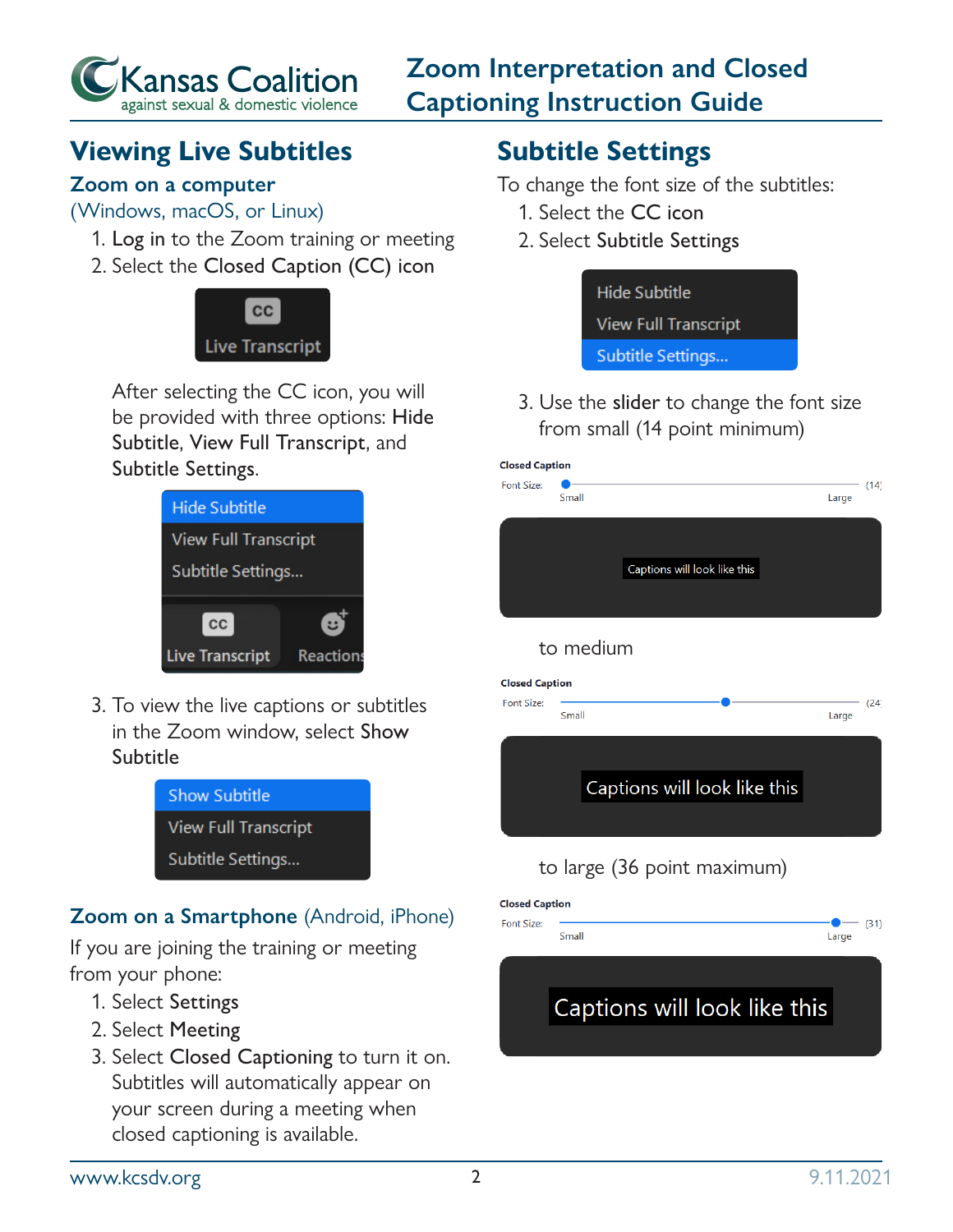## Viewing Live Subtitles

### Zoom on a computer

(Windows, macOS, or Linux)

1. **Log in** to the Zoom training or meeting
2. Select the **Closed Caption (CC) icon**

After selecting the CC icon, you will be provided with three options: **Hide Subtitle**, **View Full Transcript**, and **Subtitle Settings**.

3. To view the live captions or subtitles in the Zoom window, select **Show Subtitle**

### Zoom on a Smartphone (Android, iPhone)

If you are joining the training or meeting from your phone:

1. Select **Settings**
2. Select **Meeting**
3. Select **Closed Captioning** to turn it on. Subtitles will automatically appear on your screen during a meeting when closed captioning is available.

## Subtitle Settings

To change the font size of the subtitles:

1. Select the **CC icon**
2. Select **Subtitle Settings**
3. Use the **slider** to change the font size from small (14 point minimum)

to medium

to large (36 point maximum)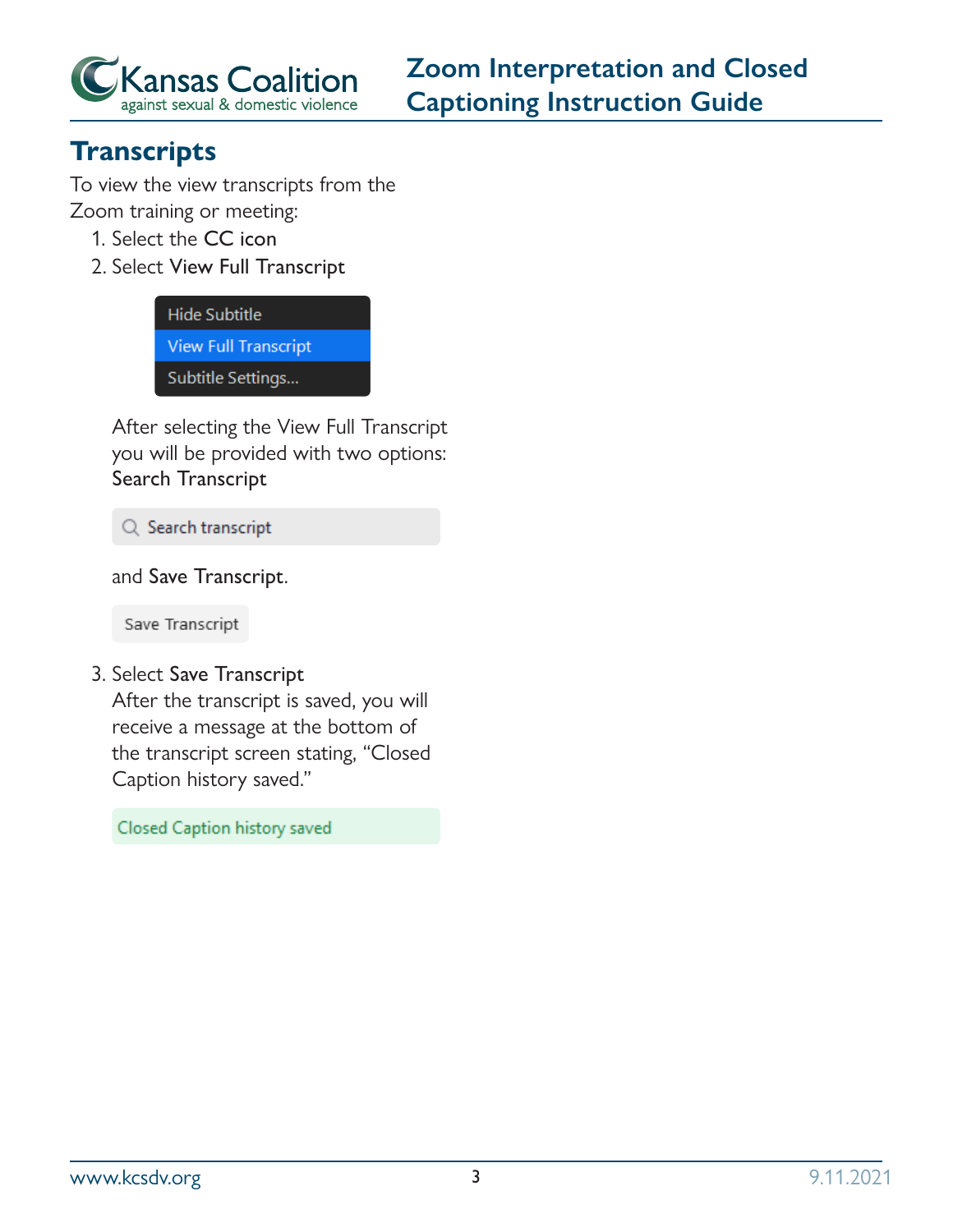## Transcripts

To view the view transcripts from the Zoom training or meeting:

1. Select the **CC icon**
2. Select **View Full Transcript**

   Hide Subtitle
   View Full Transcript
   Subtitle Settings...

   After selecting the View Full Transcript you will be provided with two options: **Search Transcript**

   Search transcript

   and **Save Transcript**.

   Save Transcript

3. Select **Save Transcript**
   After the transcript is saved, you will receive a message at the bottom of the transcript screen stating, "Closed Caption history saved."

   Closed Caption history saved